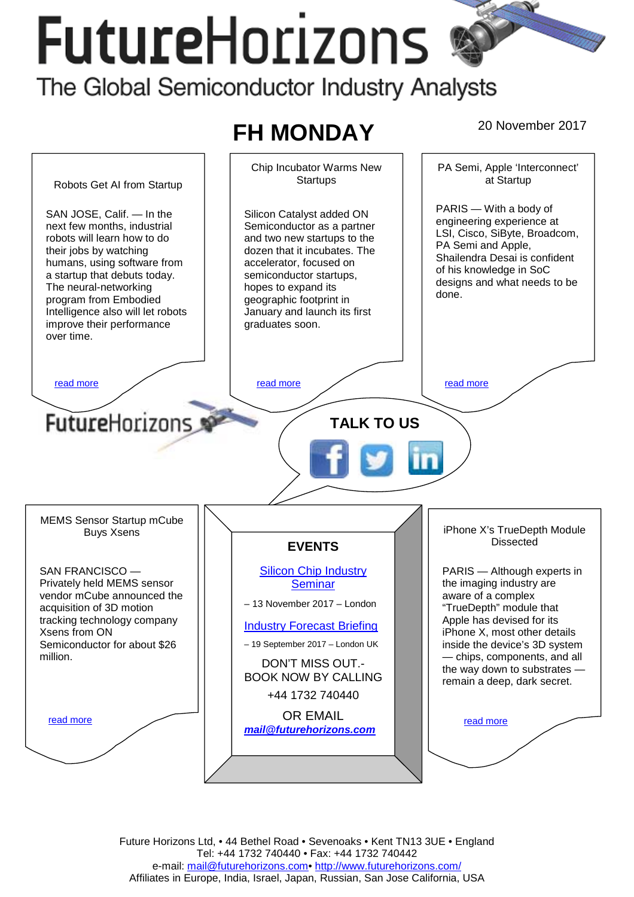# FutureHorizons

The Global Semiconductor Industry Analysts

## FH MONDAY

20 November 2017

### Robots Get AI from Startup

SAN JOSE, Calif. — In the next few months, industrial robots will learn how to do their jobs by watching humans, using software from a startup that debuts today. The neural-networking program from Embodied Intelligence also will let robots improve their performance over time.

read more

### Chip Incubator Warms New Startups

Silicon Catalyst added ON Semiconductor as a partner and two new startups to the dozen that it incubates. The accelerator, focused on semiconductor startups, hopes to expand its geographic footprint in January and launch its first graduates soon.

read more

### PA Semi, Apple 'Interconnect' at Startup

PARIS — With a body of engineering experience at LSI, Cisco, SiByte, Broadcom, PA Semi and Apple, Shailendra Desai is confident of his knowledge in SoC designs and what needs to be done.

read more

FutureHorizons

**TALK TO US**

### MEMS Sensor Startup mCube Buys Xsens

SAN FRANCISCO — Privately held MEMS sensor vendor mCube announced the acquisition of 3D motion tracking technology company Xsens from ON Semiconductor for about $26 million.

read more

### EVENTS

Silicon Chip Industry Seminar

– 13 November 2017 – London

Industry Forecast Briefing

– 19 September 2017 – London UK

DON'T MISS OUT.-
BOOK NOW BY CALLING

+44 1732 740440

OR EMAIL

***mail@futurehorizons.com***

### iPhone X's TrueDepth Module Dissected

PARIS — Although experts in the imaging industry are aware of a complex "TrueDepth" module that Apple has devised for its iPhone X, most other details inside the device's 3D system — chips, components, and all the way down to substrates — remain a deep, dark secret.

read more

Future Horizons Ltd, • 44 Bethel Road • Sevenoaks • Kent TN13 3UE • England
Tel: +44 1732 740440 • Fax: +44 1732 740442
e-mail: mail@futurehorizons.com• http://www.futurehorizons.com/
Affiliates in Europe, India, Israel, Japan, Russian, San Jose California, USA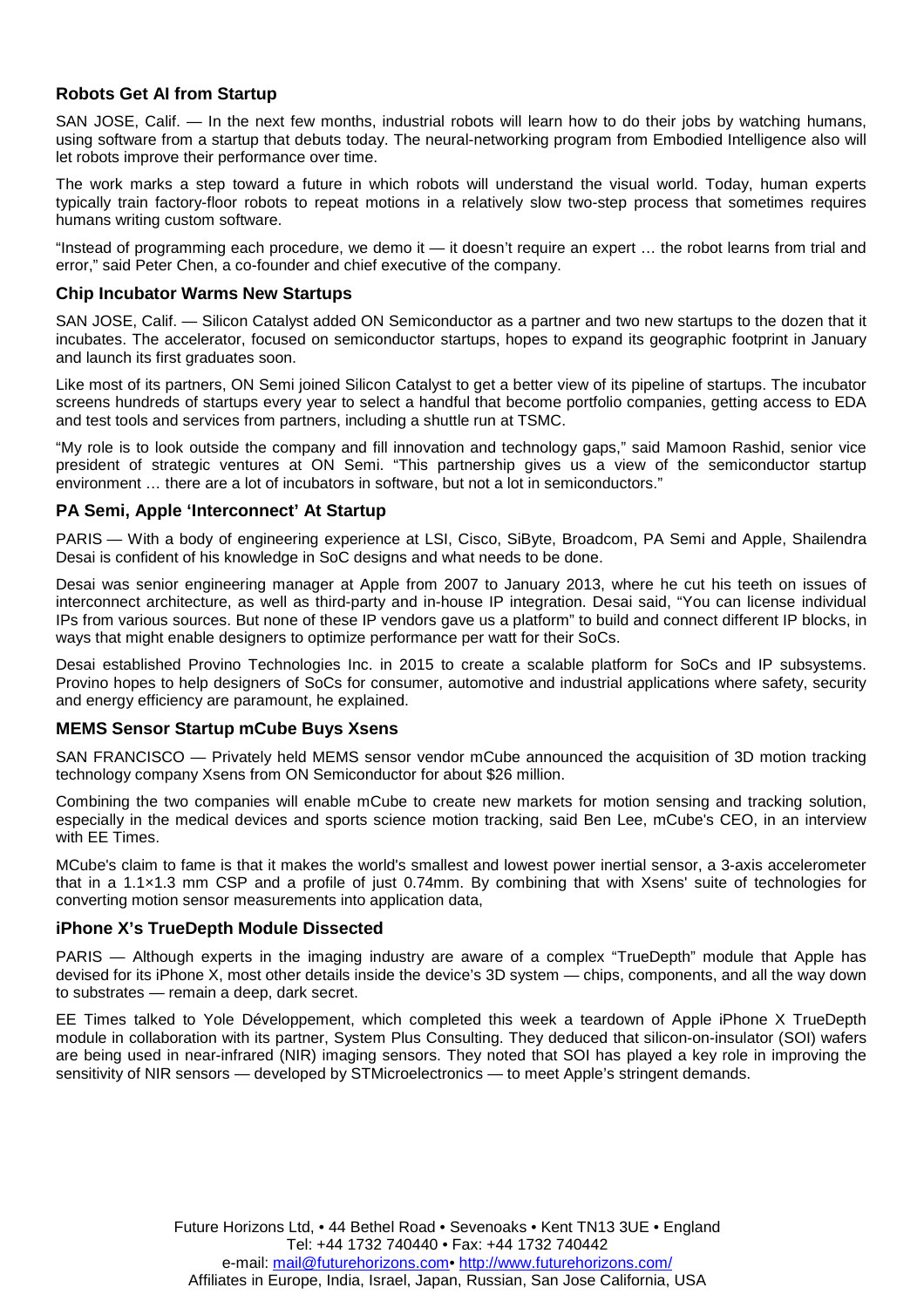### Robots Get AI from Startup

SAN JOSE, Calif. — In the next few months, industrial robots will learn how to do their jobs by watching humans, using software from a startup that debuts today. The neural-networking program from Embodied Intelligence also will let robots improve their performance over time.

The work marks a step toward a future in which robots will understand the visual world. Today, human experts typically train factory-floor robots to repeat motions in a relatively slow two-step process that sometimes requires humans writing custom software.

"Instead of programming each procedure, we demo it — it doesn't require an expert … the robot learns from trial and error," said Peter Chen, a co-founder and chief executive of the company.

### Chip Incubator Warms New Startups

SAN JOSE, Calif. — Silicon Catalyst added ON Semiconductor as a partner and two new startups to the dozen that it incubates. The accelerator, focused on semiconductor startups, hopes to expand its geographic footprint in January and launch its first graduates soon.

Like most of its partners, ON Semi joined Silicon Catalyst to get a better view of its pipeline of startups. The incubator screens hundreds of startups every year to select a handful that become portfolio companies, getting access to EDA and test tools and services from partners, including a shuttle run at TSMC.

"My role is to look outside the company and fill innovation and technology gaps," said Mamoon Rashid, senior vice president of strategic ventures at ON Semi. "This partnership gives us a view of the semiconductor startup environment … there are a lot of incubators in software, but not a lot in semiconductors."

### PA Semi, Apple 'Interconnect' At Startup

PARIS — With a body of engineering experience at LSI, Cisco, SiByte, Broadcom, PA Semi and Apple, Shailendra Desai is confident of his knowledge in SoC designs and what needs to be done.

Desai was senior engineering manager at Apple from 2007 to January 2013, where he cut his teeth on issues of interconnect architecture, as well as third-party and in-house IP integration. Desai said, "You can license individual IPs from various sources. But none of these IP vendors gave us a platform" to build and connect different IP blocks, in ways that might enable designers to optimize performance per watt for their SoCs.

Desai established Provino Technologies Inc. in 2015 to create a scalable platform for SoCs and IP subsystems. Provino hopes to help designers of SoCs for consumer, automotive and industrial applications where safety, security and energy efficiency are paramount, he explained.

### MEMS Sensor Startup mCube Buys Xsens

SAN FRANCISCO — Privately held MEMS sensor vendor mCube announced the acquisition of 3D motion tracking technology company Xsens from ON Semiconductor for about $26 million.

Combining the two companies will enable mCube to create new markets for motion sensing and tracking solution, especially in the medical devices and sports science motion tracking, said Ben Lee, mCube's CEO, in an interview with EE Times.

MCube's claim to fame is that it makes the world's smallest and lowest power inertial sensor, a 3-axis accelerometer that in a 1.1×1.3 mm CSP and a profile of just 0.74mm. By combining that with Xsens' suite of technologies for converting motion sensor measurements into application data,

### iPhone X's TrueDepth Module Dissected

PARIS — Although experts in the imaging industry are aware of a complex "TrueDepth" module that Apple has devised for its iPhone X, most other details inside the device's 3D system — chips, components, and all the way down to substrates — remain a deep, dark secret.

EE Times talked to Yole Développement, which completed this week a teardown of Apple iPhone X TrueDepth module in collaboration with its partner, System Plus Consulting. They deduced that silicon-on-insulator (SOI) wafers are being used in near-infrared (NIR) imaging sensors. They noted that SOI has played a key role in improving the sensitivity of NIR sensors — developed by STMicroelectronics — to meet Apple's stringent demands.